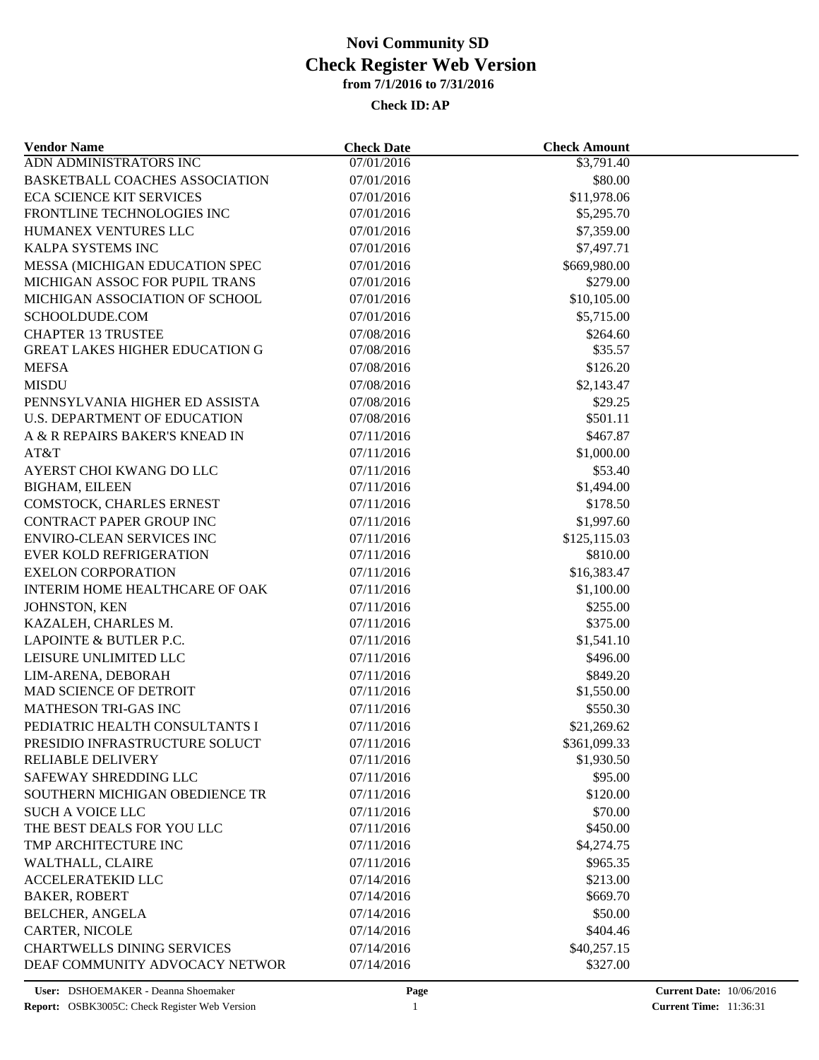# Novi Community SD
## Check Register Web Version
### from 7/1/2016 to 7/31/2016

**Check ID: AP**

| Vendor Name | Check Date | Check Amount |
|---|---|---|
| ADN ADMINISTRATORS INC | 07/01/2016 | $3,791.40 |
| BASKETBALL COACHES ASSOCIATION | 07/01/2016 | $80.00 |
| ECA SCIENCE KIT SERVICES | 07/01/2016 | $11,978.06 |
| FRONTLINE TECHNOLOGIES INC | 07/01/2016 | $5,295.70 |
| HUMANEX VENTURES LLC | 07/01/2016 | $7,359.00 |
| KALPA SYSTEMS INC | 07/01/2016 | $7,497.71 |
| MESSA (MICHIGAN EDUCATION SPEC | 07/01/2016 | $669,980.00 |
| MICHIGAN ASSOC FOR PUPIL TRANS | 07/01/2016 | $279.00 |
| MICHIGAN ASSOCIATION OF SCHOOL | 07/01/2016 | $10,105.00 |
| SCHOOLDUDE.COM | 07/01/2016 | $5,715.00 |
| CHAPTER 13 TRUSTEE | 07/08/2016 | $264.60 |
| GREAT LAKES HIGHER EDUCATION G | 07/08/2016 | $35.57 |
| MEFSA | 07/08/2016 | $126.20 |
| MISDU | 07/08/2016 | $2,143.47 |
| PENNSYLVANIA HIGHER ED ASSISTA | 07/08/2016 | $29.25 |
| U.S. DEPARTMENT OF EDUCATION | 07/08/2016 | $501.11 |
| A & R REPAIRS BAKER'S KNEAD IN | 07/11/2016 | $467.87 |
| AT&T | 07/11/2016 | $1,000.00 |
| AYERST CHOI KWANG DO LLC | 07/11/2016 | $53.40 |
| BIGHAM, EILEEN | 07/11/2016 | $1,494.00 |
| COMSTOCK, CHARLES ERNEST | 07/11/2016 | $178.50 |
| CONTRACT PAPER GROUP INC | 07/11/2016 | $1,997.60 |
| ENVIRO-CLEAN SERVICES INC | 07/11/2016 | $125,115.03 |
| EVER KOLD REFRIGERATION | 07/11/2016 | $810.00 |
| EXELON CORPORATION | 07/11/2016 | $16,383.47 |
| INTERIM HOME HEALTHCARE OF OAK | 07/11/2016 | $1,100.00 |
| JOHNSTON, KEN | 07/11/2016 | $255.00 |
| KAZALEH, CHARLES M. | 07/11/2016 | $375.00 |
| LAPOINTE & BUTLER P.C. | 07/11/2016 | $1,541.10 |
| LEISURE UNLIMITED LLC | 07/11/2016 | $496.00 |
| LIM-ARENA, DEBORAH | 07/11/2016 | $849.20 |
| MAD SCIENCE OF DETROIT | 07/11/2016 | $1,550.00 |
| MATHESON TRI-GAS INC | 07/11/2016 | $550.30 |
| PEDIATRIC HEALTH CONSULTANTS I | 07/11/2016 | $21,269.62 |
| PRESIDIO INFRASTRUCTURE SOLUCT | 07/11/2016 | $361,099.33 |
| RELIABLE DELIVERY | 07/11/2016 | $1,930.50 |
| SAFEWAY SHREDDING LLC | 07/11/2016 | $95.00 |
| SOUTHERN MICHIGAN OBEDIENCE TR | 07/11/2016 | $120.00 |
| SUCH A VOICE LLC | 07/11/2016 | $70.00 |
| THE BEST DEALS FOR YOU LLC | 07/11/2016 | $450.00 |
| TMP ARCHITECTURE INC | 07/11/2016 | $4,274.75 |
| WALTHALL, CLAIRE | 07/11/2016 | $965.35 |
| ACCELERATEKID LLC | 07/14/2016 | $213.00 |
| BAKER, ROBERT | 07/14/2016 | $669.70 |
| BELCHER, ANGELA | 07/14/2016 | $50.00 |
| CARTER, NICOLE | 07/14/2016 | $404.46 |
| CHARTWELLS DINING SERVICES | 07/14/2016 | $40,257.15 |
| DEAF COMMUNITY ADVOCACY NETWOR | 07/14/2016 | $327.00 |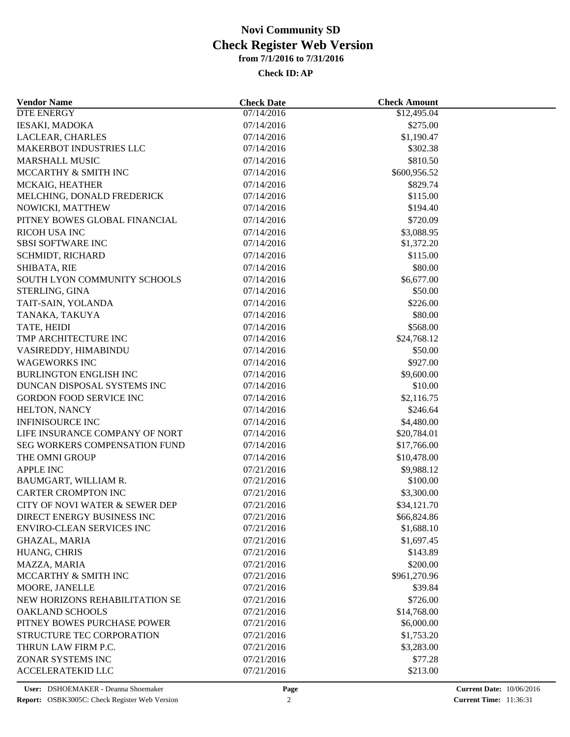# Novi Community SD
## Check Register Web Version
### from 7/1/2016 to 7/31/2016

**Check ID: AP**

| Vendor Name | Check Date | Check Amount |
|---|---|---|
| DTE ENERGY | 07/14/2016 | $12,495.04 |
| IESAKI, MADOKA | 07/14/2016 | $275.00 |
| LACLEAR, CHARLES | 07/14/2016 | $1,190.47 |
| MAKERBOT INDUSTRIES LLC | 07/14/2016 | $302.38 |
| MARSHALL MUSIC | 07/14/2016 | $810.50 |
| MCCARTHY & SMITH INC | 07/14/2016 | $600,956.52 |
| MCKAIG, HEATHER | 07/14/2016 | $829.74 |
| MELCHING, DONALD FREDERICK | 07/14/2016 | $115.00 |
| NOWICKI, MATTHEW | 07/14/2016 | $194.40 |
| PITNEY BOWES GLOBAL FINANCIAL | 07/14/2016 | $720.09 |
| RICOH USA INC | 07/14/2016 | $3,088.95 |
| SBSI SOFTWARE INC | 07/14/2016 | $1,372.20 |
| SCHMIDT, RICHARD | 07/14/2016 | $115.00 |
| SHIBATA, RIE | 07/14/2016 | $80.00 |
| SOUTH LYON COMMUNITY SCHOOLS | 07/14/2016 | $6,677.00 |
| STERLING, GINA | 07/14/2016 | $50.00 |
| TAIT-SAIN, YOLANDA | 07/14/2016 | $226.00 |
| TANAKA, TAKUYA | 07/14/2016 | $80.00 |
| TATE, HEIDI | 07/14/2016 | $568.00 |
| TMP ARCHITECTURE INC | 07/14/2016 | $24,768.12 |
| VASIREDDY, HIMABINDU | 07/14/2016 | $50.00 |
| WAGEWORKS INC | 07/14/2016 | $927.00 |
| BURLINGTON ENGLISH INC | 07/14/2016 | $9,600.00 |
| DUNCAN DISPOSAL SYSTEMS INC | 07/14/2016 | $10.00 |
| GORDON FOOD SERVICE INC | 07/14/2016 | $2,116.75 |
| HELTON, NANCY | 07/14/2016 | $246.64 |
| INFINISOURCE INC | 07/14/2016 | $4,480.00 |
| LIFE INSURANCE COMPANY OF NORT | 07/14/2016 | $20,784.01 |
| SEG WORKERS COMPENSATION FUND | 07/14/2016 | $17,766.00 |
| THE OMNI GROUP | 07/14/2016 | $10,478.00 |
| APPLE INC | 07/21/2016 | $9,988.12 |
| BAUMGART, WILLIAM R. | 07/21/2016 | $100.00 |
| CARTER CROMPTON INC | 07/21/2016 | $3,300.00 |
| CITY OF NOVI WATER & SEWER DEP | 07/21/2016 | $34,121.70 |
| DIRECT ENERGY BUSINESS INC | 07/21/2016 | $66,824.86 |
| ENVIRO-CLEAN SERVICES INC | 07/21/2016 | $1,688.10 |
| GHAZAL, MARIA | 07/21/2016 | $1,697.45 |
| HUANG, CHRIS | 07/21/2016 | $143.89 |
| MAZZA, MARIA | 07/21/2016 | $200.00 |
| MCCARTHY & SMITH INC | 07/21/2016 | $961,270.96 |
| MOORE, JANELLE | 07/21/2016 | $39.84 |
| NEW HORIZONS REHABILITATION SE | 07/21/2016 | $726.00 |
| OAKLAND SCHOOLS | 07/21/2016 | $14,768.00 |
| PITNEY BOWES PURCHASE POWER | 07/21/2016 | $6,000.00 |
| STRUCTURE TEC CORPORATION | 07/21/2016 | $1,753.20 |
| THRUN LAW FIRM P.C. | 07/21/2016 | $3,283.00 |
| ZONAR SYSTEMS INC | 07/21/2016 | $77.28 |
| ACCELERATEKID LLC | 07/21/2016 | $213.00 |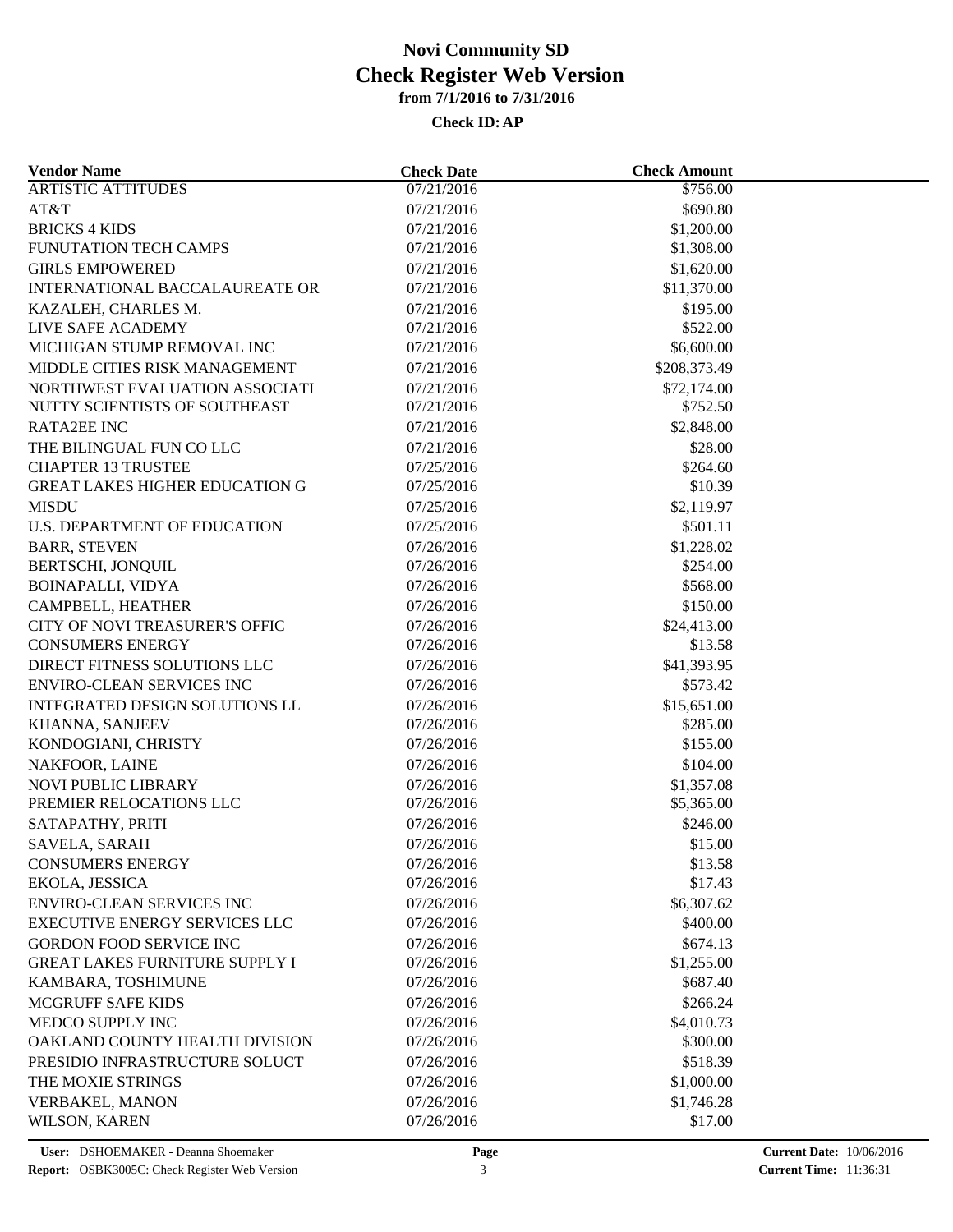# Novi Community SD
## Check Register Web Version
### from 7/1/2016 to 7/31/2016

**Check ID: AP**

| Vendor Name | Check Date | Check Amount |
|---|---|---|
| ARTISTIC ATTITUDES | 07/21/2016 | $756.00 |
| AT&T | 07/21/2016 | $690.80 |
| BRICKS 4 KIDS | 07/21/2016 | $1,200.00 |
| FUNUTATION TECH CAMPS | 07/21/2016 | $1,308.00 |
| GIRLS EMPOWERED | 07/21/2016 | $1,620.00 |
| INTERNATIONAL BACCALAUREATE OR | 07/21/2016 | $11,370.00 |
| KAZALEH, CHARLES M. | 07/21/2016 | $195.00 |
| LIVE SAFE ACADEMY | 07/21/2016 | $522.00 |
| MICHIGAN STUMP REMOVAL INC | 07/21/2016 | $6,600.00 |
| MIDDLE CITIES RISK MANAGEMENT | 07/21/2016 | $208,373.49 |
| NORTHWEST EVALUATION ASSOCIATI | 07/21/2016 | $72,174.00 |
| NUTTY SCIENTISTS OF SOUTHEAST | 07/21/2016 | $752.50 |
| RATA2EE INC | 07/21/2016 | $2,848.00 |
| THE BILINGUAL FUN CO LLC | 07/21/2016 | $28.00 |
| CHAPTER 13 TRUSTEE | 07/25/2016 | $264.60 |
| GREAT LAKES HIGHER EDUCATION G | 07/25/2016 | $10.39 |
| MISDU | 07/25/2016 | $2,119.97 |
| U.S. DEPARTMENT OF EDUCATION | 07/25/2016 | $501.11 |
| BARR, STEVEN | 07/26/2016 | $1,228.02 |
| BERTSCHI, JONQUIL | 07/26/2016 | $254.00 |
| BOINAPALLI, VIDYA | 07/26/2016 | $568.00 |
| CAMPBELL, HEATHER | 07/26/2016 | $150.00 |
| CITY OF NOVI TREASURER'S OFFIC | 07/26/2016 | $24,413.00 |
| CONSUMERS ENERGY | 07/26/2016 | $13.58 |
| DIRECT FITNESS SOLUTIONS LLC | 07/26/2016 | $41,393.95 |
| ENVIRO-CLEAN SERVICES INC | 07/26/2016 | $573.42 |
| INTEGRATED DESIGN SOLUTIONS LL | 07/26/2016 | $15,651.00 |
| KHANNA, SANJEEV | 07/26/2016 | $285.00 |
| KONDOGIANI, CHRISTY | 07/26/2016 | $155.00 |
| NAKFOOR, LAINE | 07/26/2016 | $104.00 |
| NOVI PUBLIC LIBRARY | 07/26/2016 | $1,357.08 |
| PREMIER RELOCATIONS LLC | 07/26/2016 | $5,365.00 |
| SATAPATHY, PRITI | 07/26/2016 | $246.00 |
| SAVELA, SARAH | 07/26/2016 | $15.00 |
| CONSUMERS ENERGY | 07/26/2016 | $13.58 |
| EKOLA, JESSICA | 07/26/2016 | $17.43 |
| ENVIRO-CLEAN SERVICES INC | 07/26/2016 | $6,307.62 |
| EXECUTIVE ENERGY SERVICES LLC | 07/26/2016 | $400.00 |
| GORDON FOOD SERVICE INC | 07/26/2016 | $674.13 |
| GREAT LAKES FURNITURE SUPPLY I | 07/26/2016 | $1,255.00 |
| KAMBARA, TOSHIMUNE | 07/26/2016 | $687.40 |
| MCGRUFF SAFE KIDS | 07/26/2016 | $266.24 |
| MEDCO SUPPLY INC | 07/26/2016 | $4,010.73 |
| OAKLAND COUNTY HEALTH DIVISION | 07/26/2016 | $300.00 |
| PRESIDIO INFRASTRUCTURE SOLUCT | 07/26/2016 | $518.39 |
| THE MOXIE STRINGS | 07/26/2016 | $1,000.00 |
| VERBAKEL, MANON | 07/26/2016 | $1,746.28 |
| WILSON, KAREN | 07/26/2016 | $17.00 |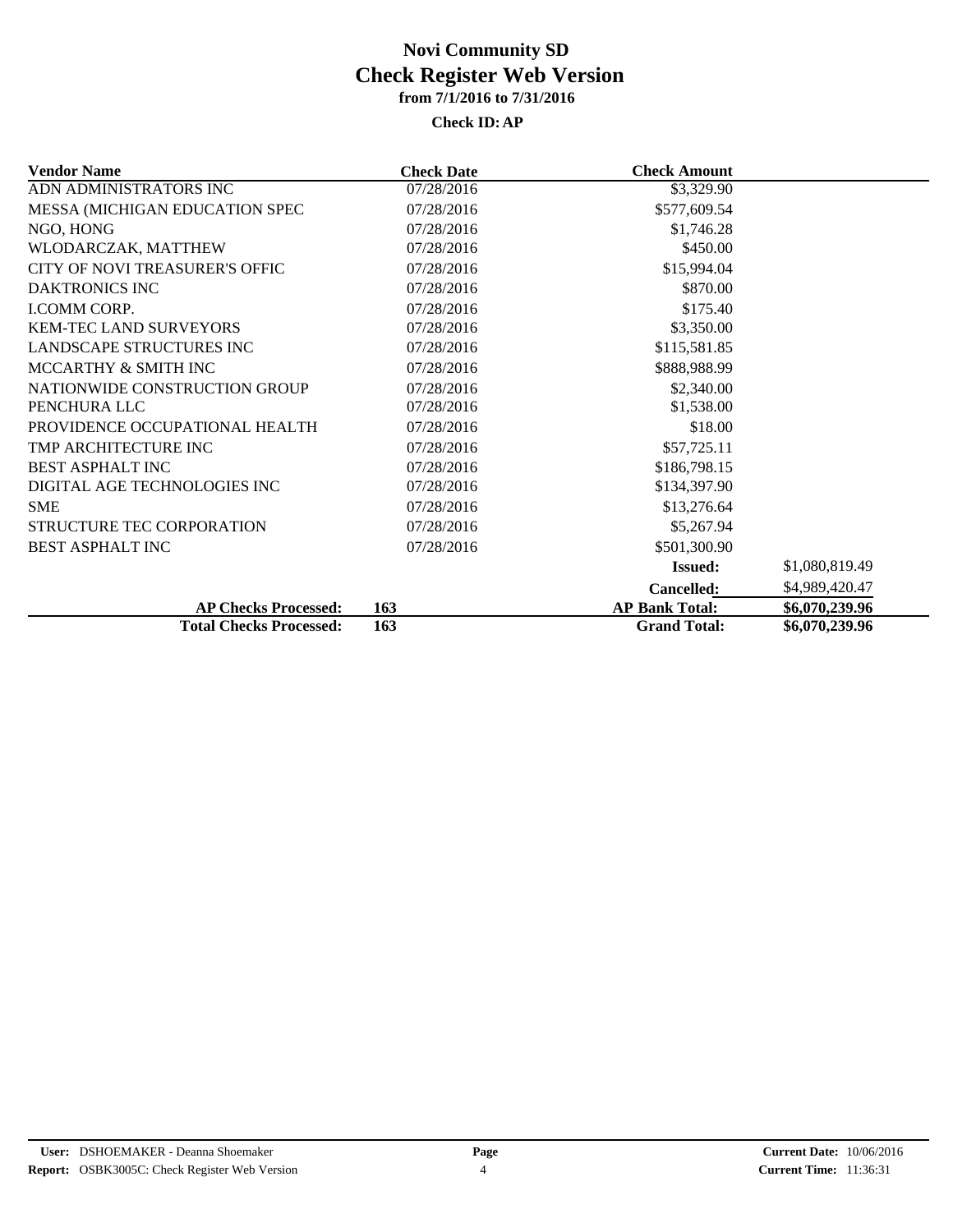# Novi Community SD

## Check Register Web Version

**from 7/1/2016 to 7/31/2016**

**Check ID: AP**

| Vendor Name | Check Date | Check Amount | |
|---|---|---|---|
| ADN ADMINISTRATORS INC | 07/28/2016 | $3,329.90 | |
| MESSA (MICHIGAN EDUCATION SPEC | 07/28/2016 | $577,609.54 | |
| NGO, HONG | 07/28/2016 | $1,746.28 | |
| WLODARCZAK, MATTHEW | 07/28/2016 | $450.00 | |
| CITY OF NOVI TREASURER'S OFFIC | 07/28/2016 | $15,994.04 | |
| DAKTRONICS INC | 07/28/2016 | $870.00 | |
| I.COMM CORP. | 07/28/2016 | $175.40 | |
| KEM-TEC LAND SURVEYORS | 07/28/2016 | $3,350.00 | |
| LANDSCAPE STRUCTURES INC | 07/28/2016 | $115,581.85 | |
| MCCARTHY & SMITH INC | 07/28/2016 | $888,988.99 | |
| NATIONWIDE CONSTRUCTION GROUP | 07/28/2016 | $2,340.00 | |
| PENCHURA LLC | 07/28/2016 | $1,538.00 | |
| PROVIDENCE OCCUPATIONAL HEALTH | 07/28/2016 | $18.00 | |
| TMP ARCHITECTURE INC | 07/28/2016 | $57,725.11 | |
| BEST ASPHALT INC | 07/28/2016 | $186,798.15 | |
| DIGITAL AGE TECHNOLOGIES INC | 07/28/2016 | $134,397.90 | |
| SME | 07/28/2016 | $13,276.64 | |
| STRUCTURE TEC CORPORATION | 07/28/2016 | $5,267.94 | |
| BEST ASPHALT INC | 07/28/2016 | $501,300.90 | |
| | | **Issued:** | $1,080,819.49 |
| | | **Cancelled:** | $4,989,420.47 |
| **AP Checks Processed:** | **163** | **AP Bank Total:** | **$6,070,239.96** |
| **Total Checks Processed:** | **163** | **Grand Total:** | **$6,070,239.96** |

**User:** DSHOEMAKER - Deanna Shoemaker
**Report:** OSBK3005C: Check Register Web Version
**Current Date:** 10/06/2016
**Current Time:** 11:36:31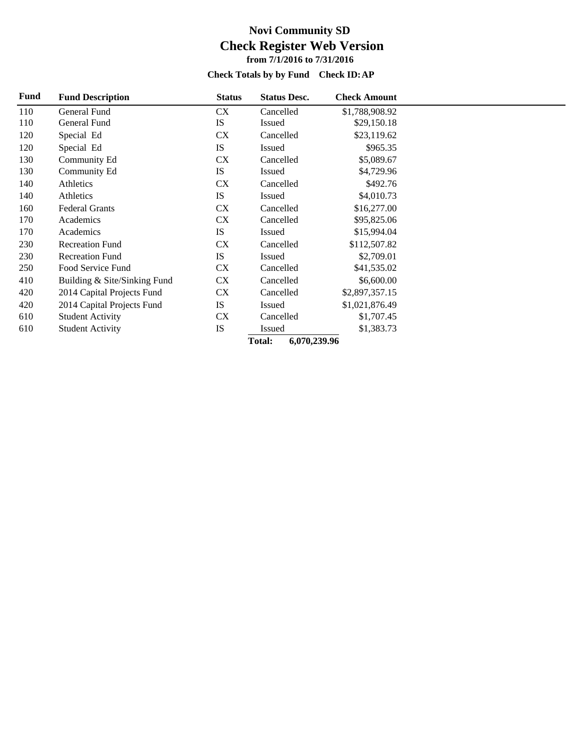# Novi Community SD

## Check Register Web Version

**from 7/1/2016 to 7/31/2016**

**Check Totals by by Fund Check ID: AP**

| Fund | Fund Description | Status | Status Desc. | Check Amount |
|---|---|---|---|---|
| 110 | General Fund | CX | Cancelled | $1,788,908.92 |
| 110 | General Fund | IS | Issued | $29,150.18 |
| 120 | Special Ed | CX | Cancelled | $23,119.62 |
| 120 | Special Ed | IS | Issued | $965.35 |
| 130 | Community Ed | CX | Cancelled | $5,089.67 |
| 130 | Community Ed | IS | Issued | $4,729.96 |
| 140 | Athletics | CX | Cancelled | $492.76 |
| 140 | Athletics | IS | Issued | $4,010.73 |
| 160 | Federal Grants | CX | Cancelled | $16,277.00 |
| 170 | Academics | CX | Cancelled | $95,825.06 |
| 170 | Academics | IS | Issued | $15,994.04 |
| 230 | Recreation Fund | CX | Cancelled | $112,507.82 |
| 230 | Recreation Fund | IS | Issued | $2,709.01 |
| 250 | Food Service Fund | CX | Cancelled | $41,535.02 |
| 410 | Building & Site/Sinking Fund | CX | Cancelled | $6,600.00 |
| 420 | 2014 Capital Projects Fund | CX | Cancelled | $2,897,357.15 |
| 420 | 2014 Capital Projects Fund | IS | Issued | $1,021,876.49 |
| 610 | Student Activity | CX | Cancelled | $1,707.45 |
| 610 | Student Activity | IS | Issued | $1,383.73 |
| | | | **Total:** | **6,070,239.96** |